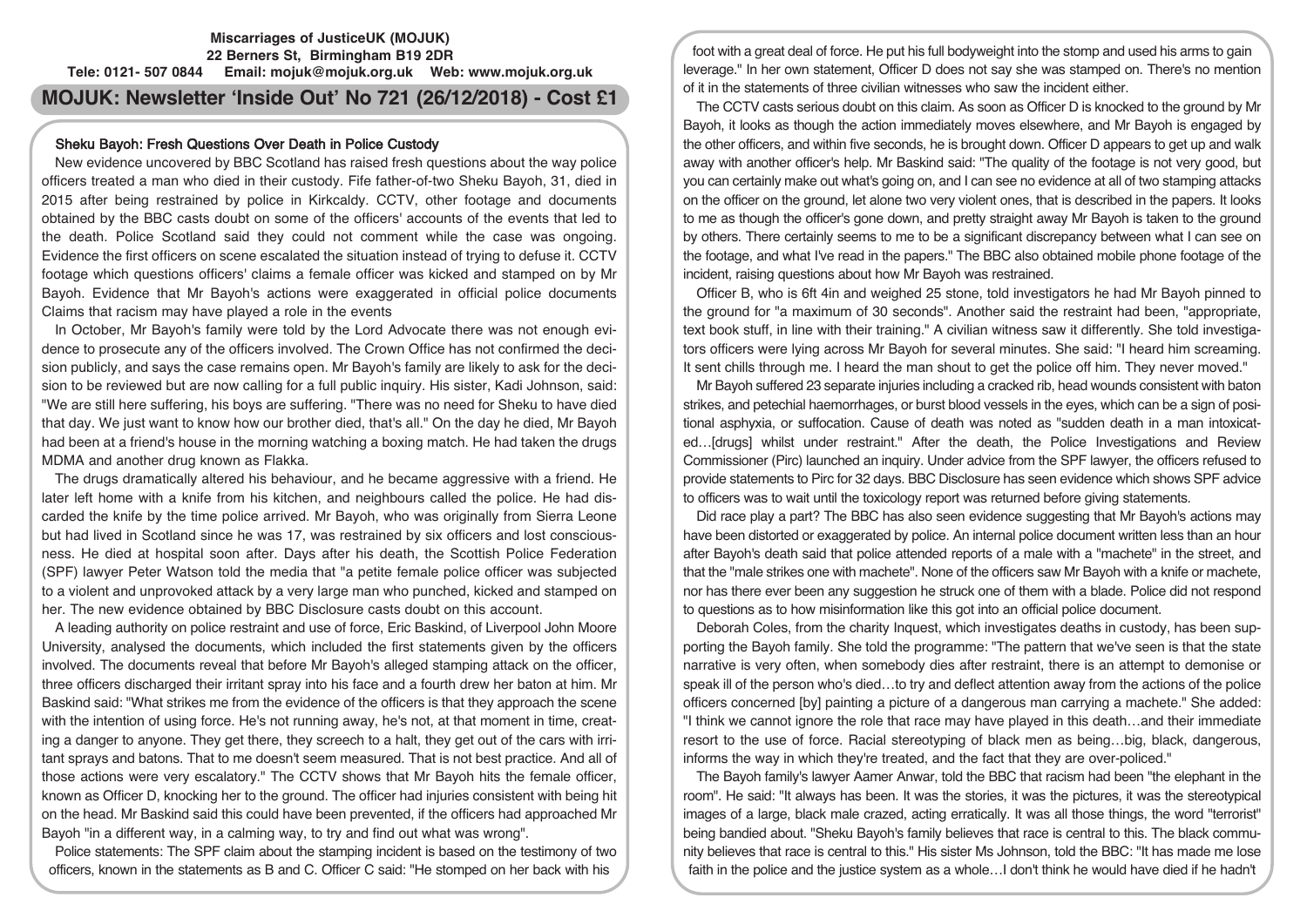**Miscarriages of JusticeUK (MOJUK)**
**22 Berners St, Birmingham B19 2DR**
**Tele: 0121- 507 0844 Email: mojuk@mojuk.org.uk Web: www.mojuk.org.uk**

# MOJUK: Newsletter 'Inside Out' No 721 (26/12/2018) - Cost £1

## Sheku Bayoh: Fresh Questions Over Death in Police Custody

New evidence uncovered by BBC Scotland has raised fresh questions about the way police officers treated a man who died in their custody. Fife father-of-two Sheku Bayoh, 31, died in 2015 after being restrained by police in Kirkcaldy. CCTV, other footage and documents obtained by the BBC casts doubt on some of the officers' accounts of the events that led to the death. Police Scotland said they could not comment while the case was ongoing. Evidence the first officers on scene escalated the situation instead of trying to defuse it. CCTV footage which questions officers' claims a female officer was kicked and stamped on by Mr Bayoh. Evidence that Mr Bayoh's actions were exaggerated in official police documents Claims that racism may have played a role in the events

In October, Mr Bayoh's family were told by the Lord Advocate there was not enough evidence to prosecute any of the officers involved. The Crown Office has not confirmed the decision publicly, and says the case remains open. Mr Bayoh's family are likely to ask for the decision to be reviewed but are now calling for a full public inquiry. His sister, Kadi Johnson, said: "We are still here suffering, his boys are suffering. "There was no need for Sheku to have died that day. We just want to know how our brother died, that's all." On the day he died, Mr Bayoh had been at a friend's house in the morning watching a boxing match. He had taken the drugs MDMA and another drug known as Flakka.

The drugs dramatically altered his behaviour, and he became aggressive with a friend. He later left home with a knife from his kitchen, and neighbours called the police. He had discarded the knife by the time police arrived. Mr Bayoh, who was originally from Sierra Leone but had lived in Scotland since he was 17, was restrained by six officers and lost consciousness. He died at hospital soon after. Days after his death, the Scottish Police Federation (SPF) lawyer Peter Watson told the media that "a petite female police officer was subjected to a violent and unprovoked attack by a very large man who punched, kicked and stamped on her. The new evidence obtained by BBC Disclosure casts doubt on this account.

A leading authority on police restraint and use of force, Eric Baskind, of Liverpool John Moore University, analysed the documents, which included the first statements given by the officers involved. The documents reveal that before Mr Bayoh's alleged stamping attack on the officer, three officers discharged their irritant spray into his face and a fourth drew her baton at him. Mr Baskind said: "What strikes me from the evidence of the officers is that they approach the scene with the intention of using force. He's not running away, he's not, at that moment in time, creating a danger to anyone. They get there, they screech to a halt, they get out of the cars with irritant sprays and batons. That to me doesn't seem measured. That is not best practice. And all of those actions were very escalatory." The CCTV shows that Mr Bayoh hits the female officer, known as Officer D, knocking her to the ground. The officer had injuries consistent with being hit on the head. Mr Baskind said this could have been prevented, if the officers had approached Mr Bayoh "in a different way, in a calming way, to try and find out what was wrong".

Police statements: The SPF claim about the stamping incident is based on the testimony of two officers, known in the statements as B and C. Officer C said: "He stomped on her back with his foot with a great deal of force. He put his full bodyweight into the stomp and used his arms to gain leverage." In her own statement, Officer D does not say she was stamped on. There's no mention of it in the statements of three civilian witnesses who saw the incident either.

The CCTV casts serious doubt on this claim. As soon as Officer D is knocked to the ground by Mr Bayoh, it looks as though the action immediately moves elsewhere, and Mr Bayoh is engaged by the other officers, and within five seconds, he is brought down. Officer D appears to get up and walk away with another officer's help. Mr Baskind said: "The quality of the footage is not very good, but you can certainly make out what's going on, and I can see no evidence at all of two stamping attacks on the officer on the ground, let alone two very violent ones, that is described in the papers. It looks to me as though the officer's gone down, and pretty straight away Mr Bayoh is taken to the ground by others. There certainly seems to me to be a significant discrepancy between what I can see on the footage, and what I've read in the papers." The BBC also obtained mobile phone footage of the incident, raising questions about how Mr Bayoh was restrained.

Officer B, who is 6ft 4in and weighed 25 stone, told investigators he had Mr Bayoh pinned to the ground for "a maximum of 30 seconds". Another said the restraint had been, "appropriate, text book stuff, in line with their training." A civilian witness saw it differently. She told investigators officers were lying across Mr Bayoh for several minutes. She said: "I heard him screaming. It sent chills through me. I heard the man shout to get the police off him. They never moved."

Mr Bayoh suffered 23 separate injuries including a cracked rib, head wounds consistent with baton strikes, and petechial haemorrhages, or burst blood vessels in the eyes, which can be a sign of positional asphyxia, or suffocation. Cause of death was noted as "sudden death in a man intoxicated…[drugs] whilst under restraint." After the death, the Police Investigations and Review Commissioner (Pirc) launched an inquiry. Under advice from the SPF lawyer, the officers refused to provide statements to Pirc for 32 days. BBC Disclosure has seen evidence which shows SPF advice to officers was to wait until the toxicology report was returned before giving statements.

Did race play a part? The BBC has also seen evidence suggesting that Mr Bayoh's actions may have been distorted or exaggerated by police. An internal police document written less than an hour after Bayoh's death said that police attended reports of a male with a "machete" in the street, and that the "male strikes one with machete". None of the officers saw Mr Bayoh with a knife or machete, nor has there ever been any suggestion he struck one of them with a blade. Police did not respond to questions as to how misinformation like this got into an official police document.

Deborah Coles, from the charity Inquest, which investigates deaths in custody, has been supporting the Bayoh family. She told the programme: "The pattern that we've seen is that the state narrative is very often, when somebody dies after restraint, there is an attempt to demonise or speak ill of the person who's died…to try and deflect attention away from the actions of the police officers concerned [by] painting a picture of a dangerous man carrying a machete." She added: "I think we cannot ignore the role that race may have played in this death…and their immediate resort to the use of force. Racial stereotyping of black men as being…big, black, dangerous, informs the way in which they're treated, and the fact that they are over-policed."

The Bayoh family's lawyer Aamer Anwar, told the BBC that racism had been "the elephant in the room". He said: "It always has been. It was the stories, it was the pictures, it was the stereotypical images of a large, black male crazed, acting erratically. It was all those things, the word "terrorist" being bandied about. "Sheku Bayoh's family believes that race is central to this. The black community believes that race is central to this." His sister Ms Johnson, told the BBC: "It has made me lose faith in the police and the justice system as a whole…I don't think he would have died if he hadn't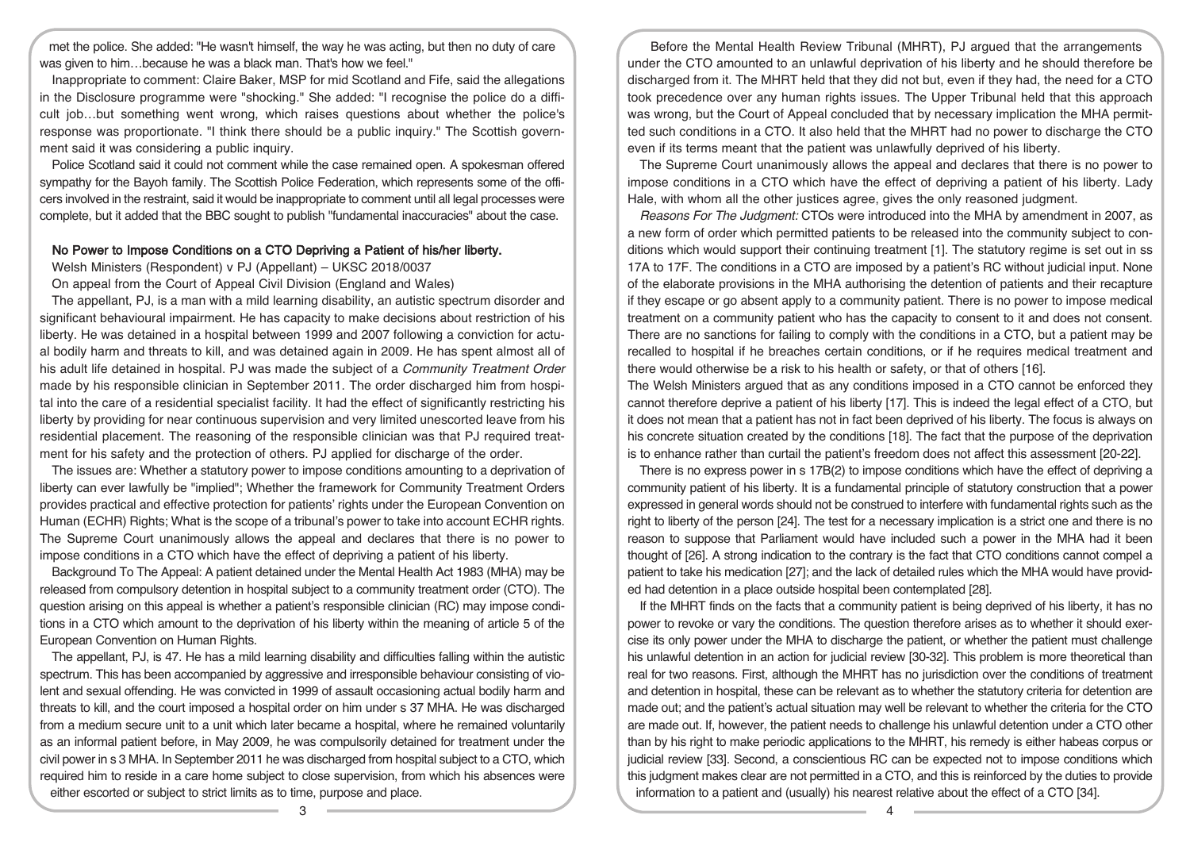met the police. She added: "He wasn't himself, the way he was acting, but then no duty of care was given to him…because he was a black man. That's how we feel."

Inappropriate to comment: Claire Baker, MSP for mid Scotland and Fife, said the allegations in the Disclosure programme were "shocking." She added: "I recognise the police do a difficult job…but something went wrong, which raises questions about whether the police's response was proportionate. "I think there should be a public inquiry." The Scottish government said it was considering a public inquiry.

Police Scotland said it could not comment while the case remained open. A spokesman offered sympathy for the Bayoh family. The Scottish Police Federation, which represents some of the officers involved in the restraint, said it would be inappropriate to comment until all legal processes were complete, but it added that the BBC sought to publish "fundamental inaccuracies" about the case.

### No Power to Impose Conditions on a CTO Depriving a Patient of his/her liberty.

Welsh Ministers (Respondent) v PJ (Appellant) – UKSC 2018/0037

On appeal from the Court of Appeal Civil Division (England and Wales)

The appellant, PJ, is a man with a mild learning disability, an autistic spectrum disorder and significant behavioural impairment. He has capacity to make decisions about restriction of his liberty. He was detained in a hospital between 1999 and 2007 following a conviction for actual bodily harm and threats to kill, and was detained again in 2009. He has spent almost all of his adult life detained in hospital. PJ was made the subject of a *Community Treatment Order* made by his responsible clinician in September 2011. The order discharged him from hospital into the care of a residential specialist facility. It had the effect of significantly restricting his liberty by providing for near continuous supervision and very limited unescorted leave from his residential placement. The reasoning of the responsible clinician was that PJ required treatment for his safety and the protection of others. PJ applied for discharge of the order.

The issues are: Whether a statutory power to impose conditions amounting to a deprivation of liberty can ever lawfully be "implied"; Whether the framework for Community Treatment Orders provides practical and effective protection for patients' rights under the European Convention on Human (ECHR) Rights; What is the scope of a tribunal's power to take into account ECHR rights. The Supreme Court unanimously allows the appeal and declares that there is no power to impose conditions in a CTO which have the effect of depriving a patient of his liberty.

Background To The Appeal: A patient detained under the Mental Health Act 1983 (MHA) may be released from compulsory detention in hospital subject to a community treatment order (CTO). The question arising on this appeal is whether a patient's responsible clinician (RC) may impose conditions in a CTO which amount to the deprivation of his liberty within the meaning of article 5 of the European Convention on Human Rights.

The appellant, PJ, is 47. He has a mild learning disability and difficulties falling within the autistic spectrum. This has been accompanied by aggressive and irresponsible behaviour consisting of violent and sexual offending. He was convicted in 1999 of assault occasioning actual bodily harm and threats to kill, and the court imposed a hospital order on him under s 37 MHA. He was discharged from a medium secure unit to a unit which later became a hospital, where he remained voluntarily as an informal patient before, in May 2009, he was compulsorily detained for treatment under the civil power in s 3 MHA. In September 2011 he was discharged from hospital subject to a CTO, which required him to reside in a care home subject to close supervision, from which his absences were either escorted or subject to strict limits as to time, purpose and place.

Before the Mental Health Review Tribunal (MHRT), PJ argued that the arrangements under the CTO amounted to an unlawful deprivation of his liberty and he should therefore be discharged from it. The MHRT held that they did not but, even if they had, the need for a CTO took precedence over any human rights issues. The Upper Tribunal held that this approach was wrong, but the Court of Appeal concluded that by necessary implication the MHA permitted such conditions in a CTO. It also held that the MHRT had no power to discharge the CTO even if its terms meant that the patient was unlawfully deprived of his liberty.

The Supreme Court unanimously allows the appeal and declares that there is no power to impose conditions in a CTO which have the effect of depriving a patient of his liberty. Lady Hale, with whom all the other justices agree, gives the only reasoned judgment.

*Reasons For The Judgment:* CTOs were introduced into the MHA by amendment in 2007, as a new form of order which permitted patients to be released into the community subject to conditions which would support their continuing treatment [1]. The statutory regime is set out in ss 17A to 17F. The conditions in a CTO are imposed by a patient's RC without judicial input. None of the elaborate provisions in the MHA authorising the detention of patients and their recapture if they escape or go absent apply to a community patient. There is no power to impose medical treatment on a community patient who has the capacity to consent to it and does not consent. There are no sanctions for failing to comply with the conditions in a CTO, but a patient may be recalled to hospital if he breaches certain conditions, or if he requires medical treatment and there would otherwise be a risk to his health or safety, or that of others [16].

The Welsh Ministers argued that as any conditions imposed in a CTO cannot be enforced they cannot therefore deprive a patient of his liberty [17]. This is indeed the legal effect of a CTO, but it does not mean that a patient has not in fact been deprived of his liberty. The focus is always on his concrete situation created by the conditions [18]. The fact that the purpose of the deprivation is to enhance rather than curtail the patient's freedom does not affect this assessment [20-22].

There is no express power in s 17B(2) to impose conditions which have the effect of depriving a community patient of his liberty. It is a fundamental principle of statutory construction that a power expressed in general words should not be construed to interfere with fundamental rights such as the right to liberty of the person [24]. The test for a necessary implication is a strict one and there is no reason to suppose that Parliament would have included such a power in the MHA had it been thought of [26]. A strong indication to the contrary is the fact that CTO conditions cannot compel a patient to take his medication [27]; and the lack of detailed rules which the MHA would have provided had detention in a place outside hospital been contemplated [28].

If the MHRT finds on the facts that a community patient is being deprived of his liberty, it has no power to revoke or vary the conditions. The question therefore arises as to whether it should exercise its only power under the MHA to discharge the patient, or whether the patient must challenge his unlawful detention in an action for judicial review [30-32]. This problem is more theoretical than real for two reasons. First, although the MHRT has no jurisdiction over the conditions of treatment and detention in hospital, these can be relevant as to whether the statutory criteria for detention are made out; and the patient's actual situation may well be relevant to whether the criteria for the CTO are made out. If, however, the patient needs to challenge his unlawful detention under a CTO other than by his right to make periodic applications to the MHRT, his remedy is either habeas corpus or judicial review [33]. Second, a conscientious RC can be expected not to impose conditions which this judgment makes clear are not permitted in a CTO, and this is reinforced by the duties to provide information to a patient and (usually) his nearest relative about the effect of a CTO [34].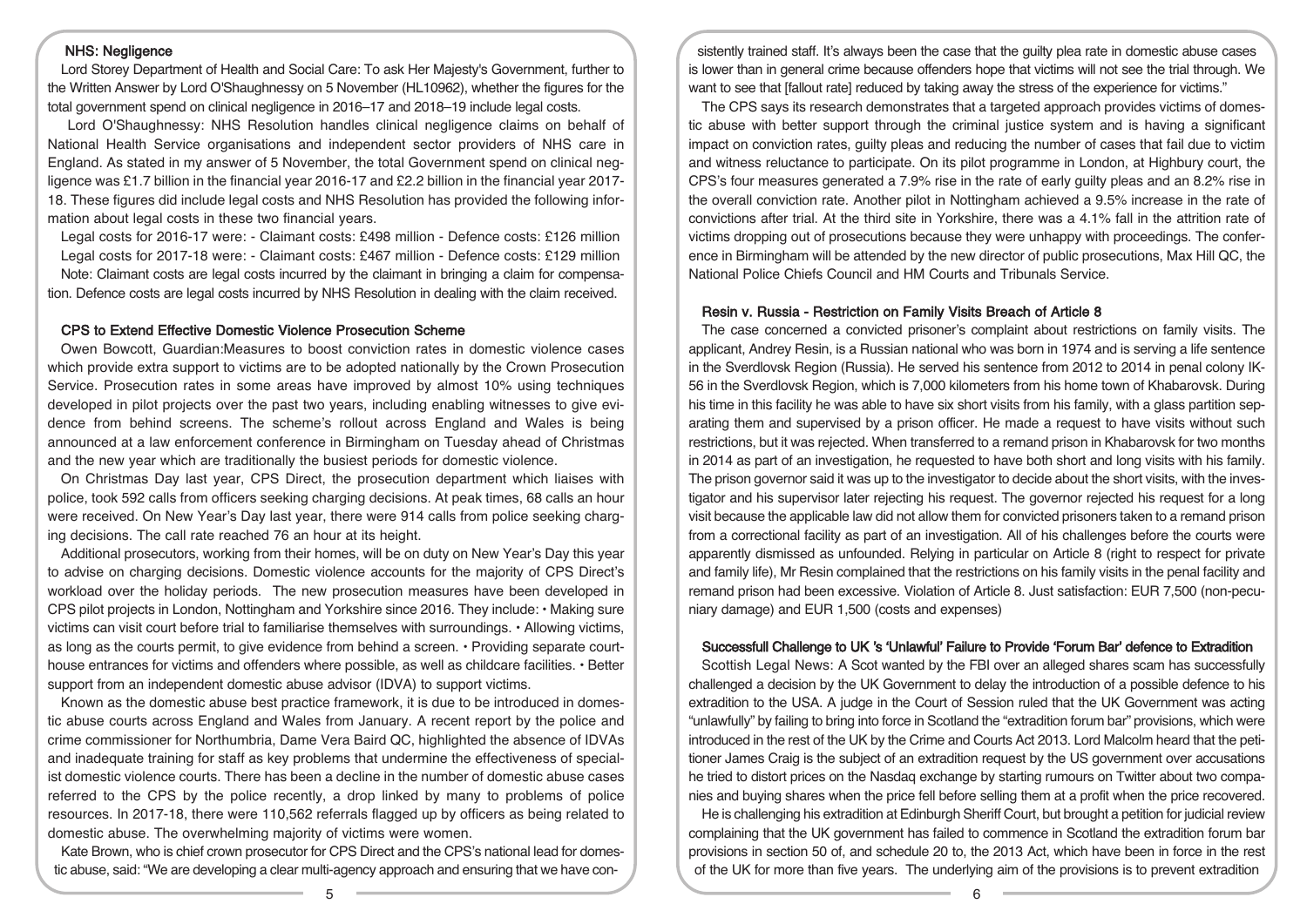### NHS: Negligence

Lord Storey Department of Health and Social Care: To ask Her Majesty's Government, further to the Written Answer by Lord O'Shaughnessy on 5 November (HL10962), whether the figures for the total government spend on clinical negligence in 2016–17 and 2018–19 include legal costs.

Lord O'Shaughnessy: NHS Resolution handles clinical negligence claims on behalf of National Health Service organisations and independent sector providers of NHS care in England. As stated in my answer of 5 November, the total Government spend on clinical negligence was £1.7 billion in the financial year 2016-17 and £2.2 billion in the financial year 2017-18. These figures did include legal costs and NHS Resolution has provided the following information about legal costs in these two financial years.

Legal costs for 2016-17 were: - Claimant costs: £498 million - Defence costs: £126 million

Legal costs for 2017-18 were: - Claimant costs: £467 million - Defence costs: £129 million

Note: Claimant costs are legal costs incurred by the claimant in bringing a claim for compensation. Defence costs are legal costs incurred by NHS Resolution in dealing with the claim received.

### CPS to Extend Effective Domestic Violence Prosecution Scheme

Owen Bowcott, Guardian:Measures to boost conviction rates in domestic violence cases which provide extra support to victims are to be adopted nationally by the Crown Prosecution Service. Prosecution rates in some areas have improved by almost 10% using techniques developed in pilot projects over the past two years, including enabling witnesses to give evidence from behind screens. The scheme's rollout across England and Wales is being announced at a law enforcement conference in Birmingham on Tuesday ahead of Christmas and the new year which are traditionally the busiest periods for domestic violence.

On Christmas Day last year, CPS Direct, the prosecution department which liaises with police, took 592 calls from officers seeking charging decisions. At peak times, 68 calls an hour were received. On New Year's Day last year, there were 914 calls from police seeking charging decisions. The call rate reached 76 an hour at its height.

Additional prosecutors, working from their homes, will be on duty on New Year's Day this year to advise on charging decisions. Domestic violence accounts for the majority of CPS Direct's workload over the holiday periods. The new prosecution measures have been developed in CPS pilot projects in London, Nottingham and Yorkshire since 2016. They include: • Making sure victims can visit court before trial to familiarise themselves with surroundings. • Allowing victims, as long as the courts permit, to give evidence from behind a screen. • Providing separate courthouse entrances for victims and offenders where possible, as well as childcare facilities. • Better support from an independent domestic abuse advisor (IDVA) to support victims.

Known as the domestic abuse best practice framework, it is due to be introduced in domestic abuse courts across England and Wales from January. A recent report by the police and crime commissioner for Northumbria, Dame Vera Baird QC, highlighted the absence of IDVAs and inadequate training for staff as key problems that undermine the effectiveness of specialist domestic violence courts. There has been a decline in the number of domestic abuse cases referred to the CPS by the police recently, a drop linked by many to problems of police resources. In 2017-18, there were 110,562 referrals flagged up by officers as being related to domestic abuse. The overwhelming majority of victims were women.

Kate Brown, who is chief crown prosecutor for CPS Direct and the CPS's national lead for domestic abuse, said: "We are developing a clear multi-agency approach and ensuring that we have consistently trained staff. It's always been the case that the guilty plea rate in domestic abuse cases is lower than in general crime because offenders hope that victims will not see the trial through. We want to see that [fallout rate] reduced by taking away the stress of the experience for victims."

The CPS says its research demonstrates that a targeted approach provides victims of domestic abuse with better support through the criminal justice system and is having a significant impact on conviction rates, guilty pleas and reducing the number of cases that fail due to victim and witness reluctance to participate. On its pilot programme in London, at Highbury court, the CPS's four measures generated a 7.9% rise in the rate of early guilty pleas and an 8.2% rise in the overall conviction rate. Another pilot in Nottingham achieved a 9.5% increase in the rate of convictions after trial. At the third site in Yorkshire, there was a 4.1% fall in the attrition rate of victims dropping out of prosecutions because they were unhappy with proceedings. The conference in Birmingham will be attended by the new director of public prosecutions, Max Hill QC, the National Police Chiefs Council and HM Courts and Tribunals Service.

### Resin v. Russia - Restriction on Family Visits Breach of Article 8

The case concerned a convicted prisoner's complaint about restrictions on family visits. The applicant, Andrey Resin, is a Russian national who was born in 1974 and is serving a life sentence in the Sverdlovsk Region (Russia). He served his sentence from 2012 to 2014 in penal colony IK-56 in the Sverdlovsk Region, which is 7,000 kilometers from his home town of Khabarovsk. During his time in this facility he was able to have six short visits from his family, with a glass partition separating them and supervised by a prison officer. He made a request to have visits without such restrictions, but it was rejected. When transferred to a remand prison in Khabarovsk for two months in 2014 as part of an investigation, he requested to have both short and long visits with his family. The prison governor said it was up to the investigator to decide about the short visits, with the investigator and his supervisor later rejecting his request. The governor rejected his request for a long visit because the applicable law did not allow them for convicted prisoners taken to a remand prison from a correctional facility as part of an investigation. All of his challenges before the courts were apparently dismissed as unfounded. Relying in particular on Article 8 (right to respect for private and family life), Mr Resin complained that the restrictions on his family visits in the penal facility and remand prison had been excessive. Violation of Article 8. Just satisfaction: EUR 7,500 (non-pecuniary damage) and EUR 1,500 (costs and expenses)

### Successfull Challenge to UK 's 'Unlawful' Failure to Provide 'Forum Bar' defence to Extradition

Scottish Legal News: A Scot wanted by the FBI over an alleged shares scam has successfully challenged a decision by the UK Government to delay the introduction of a possible defence to his extradition to the USA. A judge in the Court of Session ruled that the UK Government was acting "unlawfully" by failing to bring into force in Scotland the "extradition forum bar" provisions, which were introduced in the rest of the UK by the Crime and Courts Act 2013. Lord Malcolm heard that the petitioner James Craig is the subject of an extradition request by the US government over accusations he tried to distort prices on the Nasdaq exchange by starting rumours on Twitter about two companies and buying shares when the price fell before selling them at a profit when the price recovered.

He is challenging his extradition at Edinburgh Sheriff Court, but brought a petition for judicial review complaining that the UK government has failed to commence in Scotland the extradition forum bar provisions in section 50 of, and schedule 20 to, the 2013 Act, which have been in force in the rest of the UK for more than five years. The underlying aim of the provisions is to prevent extradition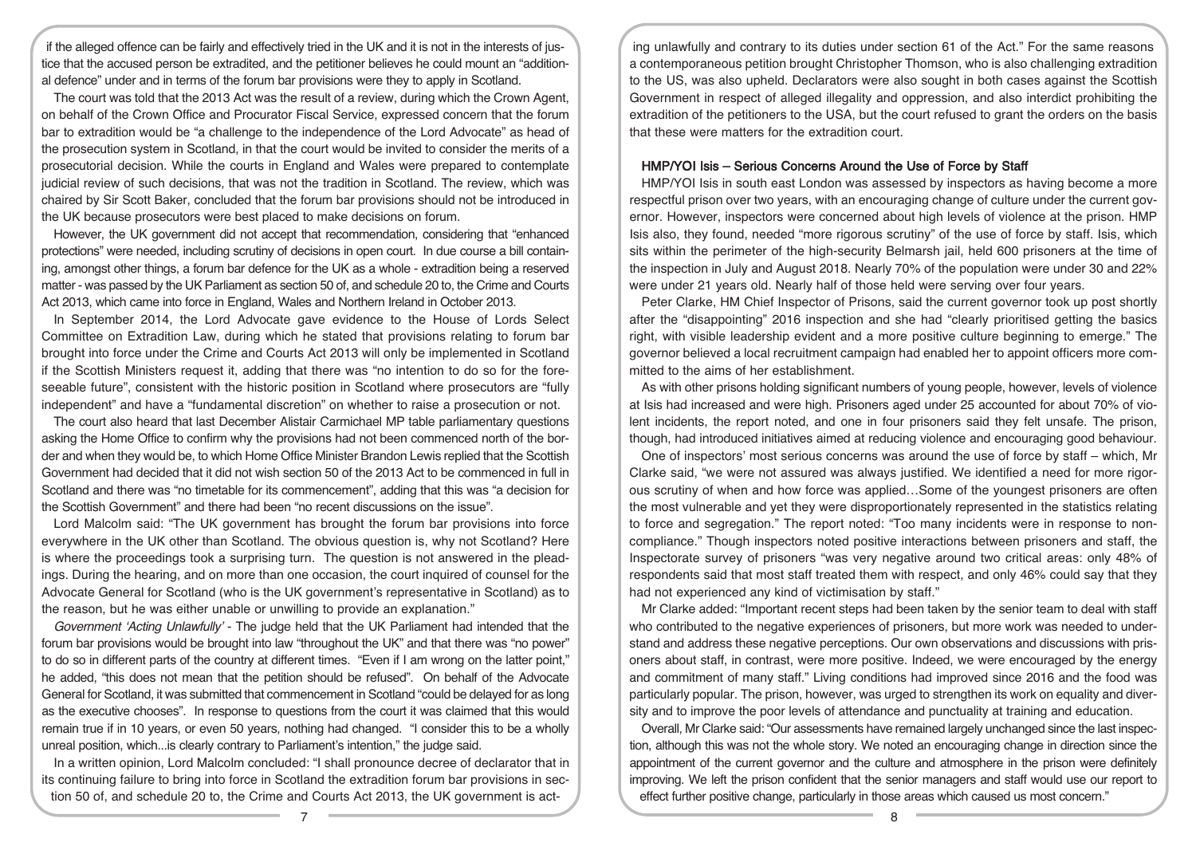if the alleged offence can be fairly and effectively tried in the UK and it is not in the interests of justice that the accused person be extradited, and the petitioner believes he could mount an "additional defence" under and in terms of the forum bar provisions were they to apply in Scotland.

The court was told that the 2013 Act was the result of a review, during which the Crown Agent, on behalf of the Crown Office and Procurator Fiscal Service, expressed concern that the forum bar to extradition would be "a challenge to the independence of the Lord Advocate" as head of the prosecution system in Scotland, in that the court would be invited to consider the merits of a prosecutorial decision. While the courts in England and Wales were prepared to contemplate judicial review of such decisions, that was not the tradition in Scotland. The review, which was chaired by Sir Scott Baker, concluded that the forum bar provisions should not be introduced in the UK because prosecutors were best placed to make decisions on forum.

However, the UK government did not accept that recommendation, considering that "enhanced protections" were needed, including scrutiny of decisions in open court. In due course a bill containing, amongst other things, a forum bar defence for the UK as a whole - extradition being a reserved matter - was passed by the UK Parliament as section 50 of, and schedule 20 to, the Crime and Courts Act 2013, which came into force in England, Wales and Northern Ireland in October 2013.

In September 2014, the Lord Advocate gave evidence to the House of Lords Select Committee on Extradition Law, during which he stated that provisions relating to forum bar brought into force under the Crime and Courts Act 2013 will only be implemented in Scotland if the Scottish Ministers request it, adding that there was "no intention to do so for the foreseeable future", consistent with the historic position in Scotland where prosecutors are "fully independent" and have a "fundamental discretion" on whether to raise a prosecution or not.

The court also heard that last December Alistair Carmichael MP table parliamentary questions asking the Home Office to confirm why the provisions had not been commenced north of the border and when they would be, to which Home Office Minister Brandon Lewis replied that the Scottish Government had decided that it did not wish section 50 of the 2013 Act to be commenced in full in Scotland and there was "no timetable for its commencement", adding that this was "a decision for the Scottish Government" and there had been "no recent discussions on the issue".

Lord Malcolm said: "The UK government has brought the forum bar provisions into force everywhere in the UK other than Scotland. The obvious question is, why not Scotland? Here is where the proceedings took a surprising turn. The question is not answered in the pleadings. During the hearing, and on more than one occasion, the court inquired of counsel for the Advocate General for Scotland (who is the UK government's representative in Scotland) as to the reason, but he was either unable or unwilling to provide an explanation."

*Government 'Acting Unlawfully'* - The judge held that the UK Parliament had intended that the forum bar provisions would be brought into law "throughout the UK" and that there was "no power" to do so in different parts of the country at different times. "Even if I am wrong on the latter point," he added, "this does not mean that the petition should be refused". On behalf of the Advocate General for Scotland, it was submitted that commencement in Scotland "could be delayed for as long as the executive chooses". In response to questions from the court it was claimed that this would remain true if in 10 years, or even 50 years, nothing had changed. "I consider this to be a wholly unreal position, which...is clearly contrary to Parliament's intention," the judge said.

In a written opinion, Lord Malcolm concluded: "I shall pronounce decree of declarator that in its continuing failure to bring into force in Scotland the extradition forum bar provisions in section 50 of, and schedule 20 to, the Crime and Courts Act 2013, the UK government is acting unlawfully and contrary to its duties under section 61 of the Act." For the same reasons a contemporaneous petition brought Christopher Thomson, who is also challenging extradition to the US, was also upheld. Declarators were also sought in both cases against the Scottish Government in respect of alleged illegality and oppression, and also interdict prohibiting the extradition of the petitioners to the USA, but the court refused to grant the orders on the basis that these were matters for the extradition court.

## HMP/YOI Isis – Serious Concerns Around the Use of Force by Staff

HMP/YOI Isis in south east London was assessed by inspectors as having become a more respectful prison over two years, with an encouraging change of culture under the current governor. However, inspectors were concerned about high levels of violence at the prison. HMP Isis also, they found, needed "more rigorous scrutiny" of the use of force by staff. Isis, which sits within the perimeter of the high-security Belmarsh jail, held 600 prisoners at the time of the inspection in July and August 2018. Nearly 70% of the population were under 30 and 22% were under 21 years old. Nearly half of those held were serving over four years.

Peter Clarke, HM Chief Inspector of Prisons, said the current governor took up post shortly after the "disappointing" 2016 inspection and she had "clearly prioritised getting the basics right, with visible leadership evident and a more positive culture beginning to emerge." The governor believed a local recruitment campaign had enabled her to appoint officers more committed to the aims of her establishment.

As with other prisons holding significant numbers of young people, however, levels of violence at Isis had increased and were high. Prisoners aged under 25 accounted for about 70% of violent incidents, the report noted, and one in four prisoners said they felt unsafe. The prison, though, had introduced initiatives aimed at reducing violence and encouraging good behaviour.

One of inspectors' most serious concerns was around the use of force by staff – which, Mr Clarke said, "we were not assured was always justified. We identified a need for more rigorous scrutiny of when and how force was applied…Some of the youngest prisoners are often the most vulnerable and yet they were disproportionately represented in the statistics relating to force and segregation." The report noted: "Too many incidents were in response to non-compliance." Though inspectors noted positive interactions between prisoners and staff, the Inspectorate survey of prisoners "was very negative around two critical areas: only 48% of respondents said that most staff treated them with respect, and only 46% could say that they had not experienced any kind of victimisation by staff."

Mr Clarke added: "Important recent steps had been taken by the senior team to deal with staff who contributed to the negative experiences of prisoners, but more work was needed to understand and address these negative perceptions. Our own observations and discussions with prisoners about staff, in contrast, were more positive. Indeed, we were encouraged by the energy and commitment of many staff." Living conditions had improved since 2016 and the food was particularly popular. The prison, however, was urged to strengthen its work on equality and diversity and to improve the poor levels of attendance and punctuality at training and education.

Overall, Mr Clarke said: "Our assessments have remained largely unchanged since the last inspection, although this was not the whole story. We noted an encouraging change in direction since the appointment of the current governor and the culture and atmosphere in the prison were definitely improving. We left the prison confident that the senior managers and staff would use our report to effect further positive change, particularly in those areas which caused us most concern."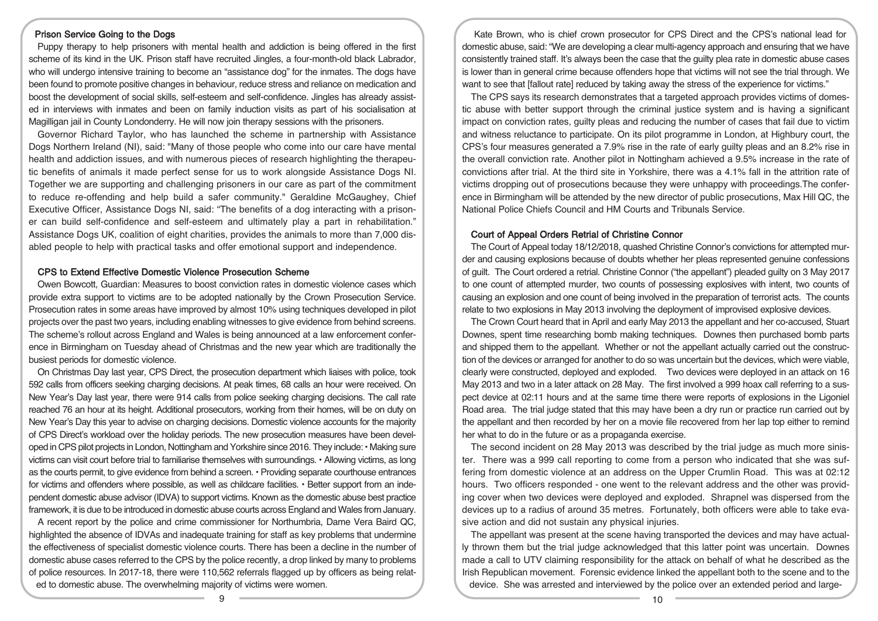### Prison Service Going to the Dogs

Puppy therapy to help prisoners with mental health and addiction is being offered in the first scheme of its kind in the UK. Prison staff have recruited Jingles, a four-month-old black Labrador, who will undergo intensive training to become an "assistance dog" for the inmates. The dogs have been found to promote positive changes in behaviour, reduce stress and reliance on medication and boost the development of social skills, self-esteem and self-confidence. Jingles has already assisted in interviews with inmates and been on family induction visits as part of his socialisation at Magilligan jail in County Londonderry. He will now join therapy sessions with the prisoners.

Governor Richard Taylor, who has launched the scheme in partnership with Assistance Dogs Northern Ireland (NI), said: "Many of those people who come into our care have mental health and addiction issues, and with numerous pieces of research highlighting the therapeutic benefits of animals it made perfect sense for us to work alongside Assistance Dogs NI. Together we are supporting and challenging prisoners in our care as part of the commitment to reduce re-offending and help build a safer community." Geraldine McGaughey, Chief Executive Officer, Assistance Dogs NI, said: "The benefits of a dog interacting with a prisoner can build self-confidence and self-esteem and ultimately play a part in rehabilitation." Assistance Dogs UK, coalition of eight charities, provides the animals to more than 7,000 disabled people to help with practical tasks and offer emotional support and independence.

### CPS to Extend Effective Domestic Violence Prosecution Scheme

Owen Bowcott, Guardian: Measures to boost conviction rates in domestic violence cases which provide extra support to victims are to be adopted nationally by the Crown Prosecution Service. Prosecution rates in some areas have improved by almost 10% using techniques developed in pilot projects over the past two years, including enabling witnesses to give evidence from behind screens. The scheme's rollout across England and Wales is being announced at a law enforcement conference in Birmingham on Tuesday ahead of Christmas and the new year which are traditionally the busiest periods for domestic violence.

On Christmas Day last year, CPS Direct, the prosecution department which liaises with police, took 592 calls from officers seeking charging decisions. At peak times, 68 calls an hour were received. On New Year's Day last year, there were 914 calls from police seeking charging decisions. The call rate reached 76 an hour at its height. Additional prosecutors, working from their homes, will be on duty on New Year's Day this year to advise on charging decisions. Domestic violence accounts for the majority of CPS Direct's workload over the holiday periods. The new prosecution measures have been developed in CPS pilot projects in London, Nottingham and Yorkshire since 2016. They include: • Making sure victims can visit court before trial to familiarise themselves with surroundings. • Allowing victims, as long as the courts permit, to give evidence from behind a screen. • Providing separate courthouse entrances for victims and offenders where possible, as well as childcare facilities. • Better support from an independent domestic abuse advisor (IDVA) to support victims. Known as the domestic abuse best practice framework, it is due to be introduced in domestic abuse courts across England and Wales from January.

A recent report by the police and crime commissioner for Northumbria, Dame Vera Baird QC, highlighted the absence of IDVAs and inadequate training for staff as key problems that undermine the effectiveness of specialist domestic violence courts. There has been a decline in the number of domestic abuse cases referred to the CPS by the police recently, a drop linked by many to problems of police resources. In 2017-18, there were 110,562 referrals flagged up by officers as being related to domestic abuse. The overwhelming majority of victims were women.

Kate Brown, who is chief crown prosecutor for CPS Direct and the CPS's national lead for domestic abuse, said: "We are developing a clear multi-agency approach and ensuring that we have consistently trained staff. It's always been the case that the guilty plea rate in domestic abuse cases is lower than in general crime because offenders hope that victims will not see the trial through. We want to see that [fallout rate] reduced by taking away the stress of the experience for victims."

The CPS says its research demonstrates that a targeted approach provides victims of domestic abuse with better support through the criminal justice system and is having a significant impact on conviction rates, guilty pleas and reducing the number of cases that fail due to victim and witness reluctance to participate. On its pilot programme in London, at Highbury court, the CPS's four measures generated a 7.9% rise in the rate of early guilty pleas and an 8.2% rise in the overall conviction rate. Another pilot in Nottingham achieved a 9.5% increase in the rate of convictions after trial. At the third site in Yorkshire, there was a 4.1% fall in the attrition rate of victims dropping out of prosecutions because they were unhappy with proceedings.The conference in Birmingham will be attended by the new director of public prosecutions, Max Hill QC, the National Police Chiefs Council and HM Courts and Tribunals Service.

### Court of Appeal Orders Retrial of Christine Connor

The Court of Appeal today 18/12/2018, quashed Christine Connor's convictions for attempted murder and causing explosions because of doubts whether her pleas represented genuine confessions of guilt. The Court ordered a retrial. Christine Connor ("the appellant") pleaded guilty on 3 May 2017 to one count of attempted murder, two counts of possessing explosives with intent, two counts of causing an explosion and one count of being involved in the preparation of terrorist acts. The counts relate to two explosions in May 2013 involving the deployment of improvised explosive devices.

The Crown Court heard that in April and early May 2013 the appellant and her co-accused, Stuart Downes, spent time researching bomb making techniques. Downes then purchased bomb parts and shipped them to the appellant. Whether or not the appellant actually carried out the construction of the devices or arranged for another to do so was uncertain but the devices, which were viable, clearly were constructed, deployed and exploded. Two devices were deployed in an attack on 16 May 2013 and two in a later attack on 28 May. The first involved a 999 hoax call referring to a suspect device at 02:11 hours and at the same time there were reports of explosions in the Ligoniel Road area. The trial judge stated that this may have been a dry run or practice run carried out by the appellant and then recorded by her on a movie file recovered from her lap top either to remind her what to do in the future or as a propaganda exercise.

The second incident on 28 May 2013 was described by the trial judge as much more sinister. There was a 999 call reporting to come from a person who indicated that she was suffering from domestic violence at an address on the Upper Crumlin Road. This was at 02:12 hours. Two officers responded - one went to the relevant address and the other was providing cover when two devices were deployed and exploded. Shrapnel was dispersed from the devices up to a radius of around 35 metres. Fortunately, both officers were able to take evasive action and did not sustain any physical injuries.

The appellant was present at the scene having transported the devices and may have actually thrown them but the trial judge acknowledged that this latter point was uncertain. Downes made a call to UTV claiming responsibility for the attack on behalf of what he described as the Irish Republican movement. Forensic evidence linked the appellant both to the scene and to the device. She was arrested and interviewed by the police over an extended period and large-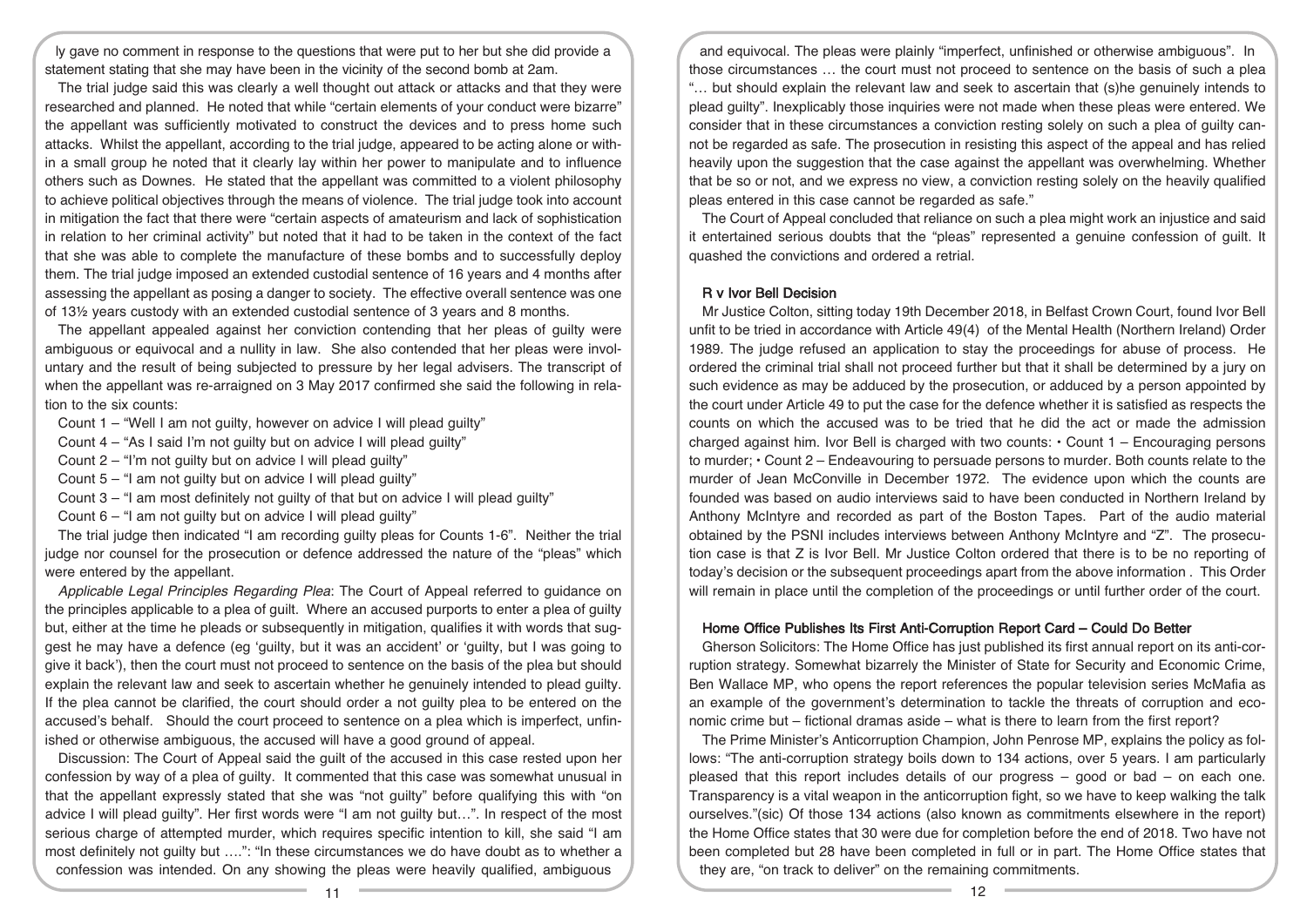ly gave no comment in response to the questions that were put to her but she did provide a statement stating that she may have been in the vicinity of the second bomb at 2am.

The trial judge said this was clearly a well thought out attack or attacks and that they were researched and planned. He noted that while "certain elements of your conduct were bizarre" the appellant was sufficiently motivated to construct the devices and to press home such attacks. Whilst the appellant, according to the trial judge, appeared to be acting alone or within a small group he noted that it clearly lay within her power to manipulate and to influence others such as Downes. He stated that the appellant was committed to a violent philosophy to achieve political objectives through the means of violence. The trial judge took into account in mitigation the fact that there were "certain aspects of amateurism and lack of sophistication in relation to her criminal activity" but noted that it had to be taken in the context of the fact that she was able to complete the manufacture of these bombs and to successfully deploy them. The trial judge imposed an extended custodial sentence of 16 years and 4 months after assessing the appellant as posing a danger to society. The effective overall sentence was one of 13½ years custody with an extended custodial sentence of 3 years and 8 months.

The appellant appealed against her conviction contending that her pleas of guilty were ambiguous or equivocal and a nullity in law. She also contended that her pleas were involuntary and the result of being subjected to pressure by her legal advisers. The transcript of when the appellant was re-arraigned on 3 May 2017 confirmed she said the following in relation to the six counts:

Count 1 – "Well I am not guilty, however on advice I will plead guilty"

Count 4 – "As I said I'm not guilty but on advice I will plead guilty"

Count 2 – "I'm not guilty but on advice I will plead guilty"

Count 5 – "I am not guilty but on advice I will plead guilty"

Count 3 – "I am most definitely not guilty of that but on advice I will plead guilty"

Count 6 – "I am not guilty but on advice I will plead guilty"

The trial judge then indicated "I am recording guilty pleas for Counts 1-6". Neither the trial judge nor counsel for the prosecution or defence addressed the nature of the "pleas" which were entered by the appellant.

*Applicable Legal Principles Regarding Plea*: The Court of Appeal referred to guidance on the principles applicable to a plea of guilt. Where an accused purports to enter a plea of guilty but, either at the time he pleads or subsequently in mitigation, qualifies it with words that suggest he may have a defence (eg 'guilty, but it was an accident' or 'guilty, but I was going to give it back'), then the court must not proceed to sentence on the basis of the plea but should explain the relevant law and seek to ascertain whether he genuinely intended to plead guilty. If the plea cannot be clarified, the court should order a not guilty plea to be entered on the accused's behalf. Should the court proceed to sentence on a plea which is imperfect, unfinished or otherwise ambiguous, the accused will have a good ground of appeal.

Discussion: The Court of Appeal said the guilt of the accused in this case rested upon her confession by way of a plea of guilty. It commented that this case was somewhat unusual in that the appellant expressly stated that she was "not guilty" before qualifying this with "on advice I will plead guilty". Her first words were "I am not guilty but…". In respect of the most serious charge of attempted murder, which requires specific intention to kill, she said "I am most definitely not guilty but ….": "In these circumstances we do have doubt as to whether a confession was intended. On any showing the pleas were heavily qualified, ambiguous and equivocal. The pleas were plainly "imperfect, unfinished or otherwise ambiguous". In those circumstances … the court must not proceed to sentence on the basis of such a plea "… but should explain the relevant law and seek to ascertain that (s)he genuinely intends to plead guilty". Inexplicably those inquiries were not made when these pleas were entered. We consider that in these circumstances a conviction resting solely on such a plea of guilty cannot be regarded as safe. The prosecution in resisting this aspect of the appeal and has relied heavily upon the suggestion that the case against the appellant was overwhelming. Whether that be so or not, and we express no view, a conviction resting solely on the heavily qualified pleas entered in this case cannot be regarded as safe."

The Court of Appeal concluded that reliance on such a plea might work an injustice and said it entertained serious doubts that the "pleas" represented a genuine confession of guilt. It quashed the convictions and ordered a retrial.

## R v Ivor Bell Decision

Mr Justice Colton, sitting today 19th December 2018, in Belfast Crown Court, found Ivor Bell unfit to be tried in accordance with Article 49(4) of the Mental Health (Northern Ireland) Order 1989. The judge refused an application to stay the proceedings for abuse of process. He ordered the criminal trial shall not proceed further but that it shall be determined by a jury on such evidence as may be adduced by the prosecution, or adduced by a person appointed by the court under Article 49 to put the case for the defence whether it is satisfied as respects the counts on which the accused was to be tried that he did the act or made the admission charged against him. Ivor Bell is charged with two counts: • Count 1 – Encouraging persons to murder; • Count 2 – Endeavouring to persuade persons to murder. Both counts relate to the murder of Jean McConville in December 1972. The evidence upon which the counts are founded was based on audio interviews said to have been conducted in Northern Ireland by Anthony McIntyre and recorded as part of the Boston Tapes. Part of the audio material obtained by the PSNI includes interviews between Anthony McIntyre and "Z". The prosecution case is that Z is Ivor Bell. Mr Justice Colton ordered that there is to be no reporting of today's decision or the subsequent proceedings apart from the above information . This Order will remain in place until the completion of the proceedings or until further order of the court.

## Home Office Publishes Its First Anti-Corruption Report Card – Could Do Better

Gherson Solicitors: The Home Office has just published its first annual report on its anti-corruption strategy. Somewhat bizarrely the Minister of State for Security and Economic Crime, Ben Wallace MP, who opens the report references the popular television series McMafia as an example of the government's determination to tackle the threats of corruption and economic crime but – fictional dramas aside – what is there to learn from the first report?

The Prime Minister's Anticorruption Champion, John Penrose MP, explains the policy as follows: "The anti-corruption strategy boils down to 134 actions, over 5 years. I am particularly pleased that this report includes details of our progress – good or bad – on each one. Transparency is a vital weapon in the anticorruption fight, so we have to keep walking the talk ourselves."(sic) Of those 134 actions (also known as commitments elsewhere in the report) the Home Office states that 30 were due for completion before the end of 2018. Two have not been completed but 28 have been completed in full or in part. The Home Office states that they are, "on track to deliver" on the remaining commitments.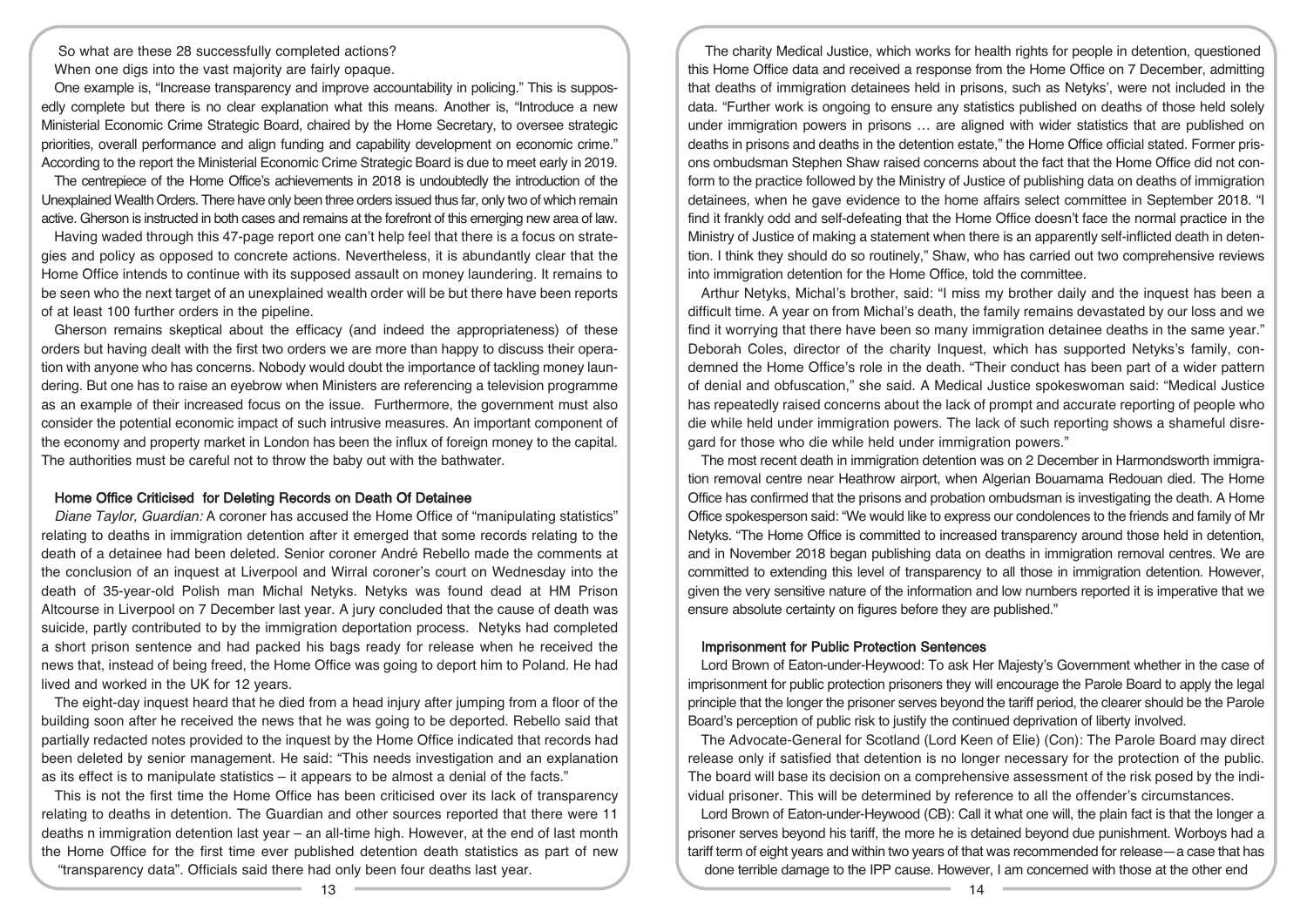So what are these 28 successfully completed actions?

When one digs into the vast majority are fairly opaque.

One example is, "Increase transparency and improve accountability in policing." This is supposedly complete but there is no clear explanation what this means. Another is, "Introduce a new Ministerial Economic Crime Strategic Board, chaired by the Home Secretary, to oversee strategic priorities, overall performance and align funding and capability development on economic crime." According to the report the Ministerial Economic Crime Strategic Board is due to meet early in 2019.

The centrepiece of the Home Office's achievements in 2018 is undoubtedly the introduction of the Unexplained Wealth Orders. There have only been three orders issued thus far, only two of which remain active. Gherson is instructed in both cases and remains at the forefront of this emerging new area of law.

Having waded through this 47-page report one can't help feel that there is a focus on strategies and policy as opposed to concrete actions. Nevertheless, it is abundantly clear that the Home Office intends to continue with its supposed assault on money laundering. It remains to be seen who the next target of an unexplained wealth order will be but there have been reports of at least 100 further orders in the pipeline.

Gherson remains skeptical about the efficacy (and indeed the appropriateness) of these orders but having dealt with the first two orders we are more than happy to discuss their operation with anyone who has concerns. Nobody would doubt the importance of tackling money laundering. But one has to raise an eyebrow when Ministers are referencing a television programme as an example of their increased focus on the issue. Furthermore, the government must also consider the potential economic impact of such intrusive measures. An important component of the economy and property market in London has been the influx of foreign money to the capital. The authorities must be careful not to throw the baby out with the bathwater.

### Home Office Criticised for Deleting Records on Death Of Detainee

*Diane Taylor, Guardian:* A coroner has accused the Home Office of "manipulating statistics" relating to deaths in immigration detention after it emerged that some records relating to the death of a detainee had been deleted. Senior coroner André Rebello made the comments at the conclusion of an inquest at Liverpool and Wirral coroner's court on Wednesday into the death of 35-year-old Polish man Michal Netyks. Netyks was found dead at HM Prison Altcourse in Liverpool on 7 December last year. A jury concluded that the cause of death was suicide, partly contributed to by the immigration deportation process. Netyks had completed a short prison sentence and had packed his bags ready for release when he received the news that, instead of being freed, the Home Office was going to deport him to Poland. He had lived and worked in the UK for 12 years.

The eight-day inquest heard that he died from a head injury after jumping from a floor of the building soon after he received the news that he was going to be deported. Rebello said that partially redacted notes provided to the inquest by the Home Office indicated that records had been deleted by senior management. He said: "This needs investigation and an explanation as its effect is to manipulate statistics – it appears to be almost a denial of the facts."

This is not the first time the Home Office has been criticised over its lack of transparency relating to deaths in detention. The Guardian and other sources reported that there were 11 deaths n immigration detention last year – an all-time high. However, at the end of last month the Home Office for the first time ever published detention death statistics as part of new "transparency data". Officials said there had only been four deaths last year.

The charity Medical Justice, which works for health rights for people in detention, questioned this Home Office data and received a response from the Home Office on 7 December, admitting that deaths of immigration detainees held in prisons, such as Netyks', were not included in the data. "Further work is ongoing to ensure any statistics published on deaths of those held solely under immigration powers in prisons … are aligned with wider statistics that are published on deaths in prisons and deaths in the detention estate," the Home Office official stated. Former prisons ombudsman Stephen Shaw raised concerns about the fact that the Home Office did not conform to the practice followed by the Ministry of Justice of publishing data on deaths of immigration detainees, when he gave evidence to the home affairs select committee in September 2018. "I find it frankly odd and self-defeating that the Home Office doesn't face the normal practice in the Ministry of Justice of making a statement when there is an apparently self-inflicted death in detention. I think they should do so routinely," Shaw, who has carried out two comprehensive reviews into immigration detention for the Home Office, told the committee.

Arthur Netyks, Michal's brother, said: "I miss my brother daily and the inquest has been a difficult time. A year on from Michal's death, the family remains devastated by our loss and we find it worrying that there have been so many immigration detainee deaths in the same year." Deborah Coles, director of the charity Inquest, which has supported Netyks's family, condemned the Home Office's role in the death. "Their conduct has been part of a wider pattern of denial and obfuscation," she said. A Medical Justice spokeswoman said: "Medical Justice has repeatedly raised concerns about the lack of prompt and accurate reporting of people who die while held under immigration powers. The lack of such reporting shows a shameful disregard for those who die while held under immigration powers."

The most recent death in immigration detention was on 2 December in Harmondsworth immigration removal centre near Heathrow airport, when Algerian Bouamama Redouan died. The Home Office has confirmed that the prisons and probation ombudsman is investigating the death. A Home Office spokesperson said: "We would like to express our condolences to the friends and family of Mr Netyks. "The Home Office is committed to increased transparency around those held in detention, and in November 2018 began publishing data on deaths in immigration removal centres. We are committed to extending this level of transparency to all those in immigration detention. However, given the very sensitive nature of the information and low numbers reported it is imperative that we ensure absolute certainty on figures before they are published."

### Imprisonment for Public Protection Sentences

Lord Brown of Eaton-under-Heywood: To ask Her Majesty's Government whether in the case of imprisonment for public protection prisoners they will encourage the Parole Board to apply the legal principle that the longer the prisoner serves beyond the tariff period, the clearer should be the Parole Board's perception of public risk to justify the continued deprivation of liberty involved.

The Advocate-General for Scotland (Lord Keen of Elie) (Con): The Parole Board may direct release only if satisfied that detention is no longer necessary for the protection of the public. The board will base its decision on a comprehensive assessment of the risk posed by the individual prisoner. This will be determined by reference to all the offender's circumstances.

Lord Brown of Eaton-under-Heywood (CB): Call it what one will, the plain fact is that the longer a prisoner serves beyond his tariff, the more he is detained beyond due punishment. Worboys had a tariff term of eight years and within two years of that was recommended for release—a case that has done terrible damage to the IPP cause. However, I am concerned with those at the other end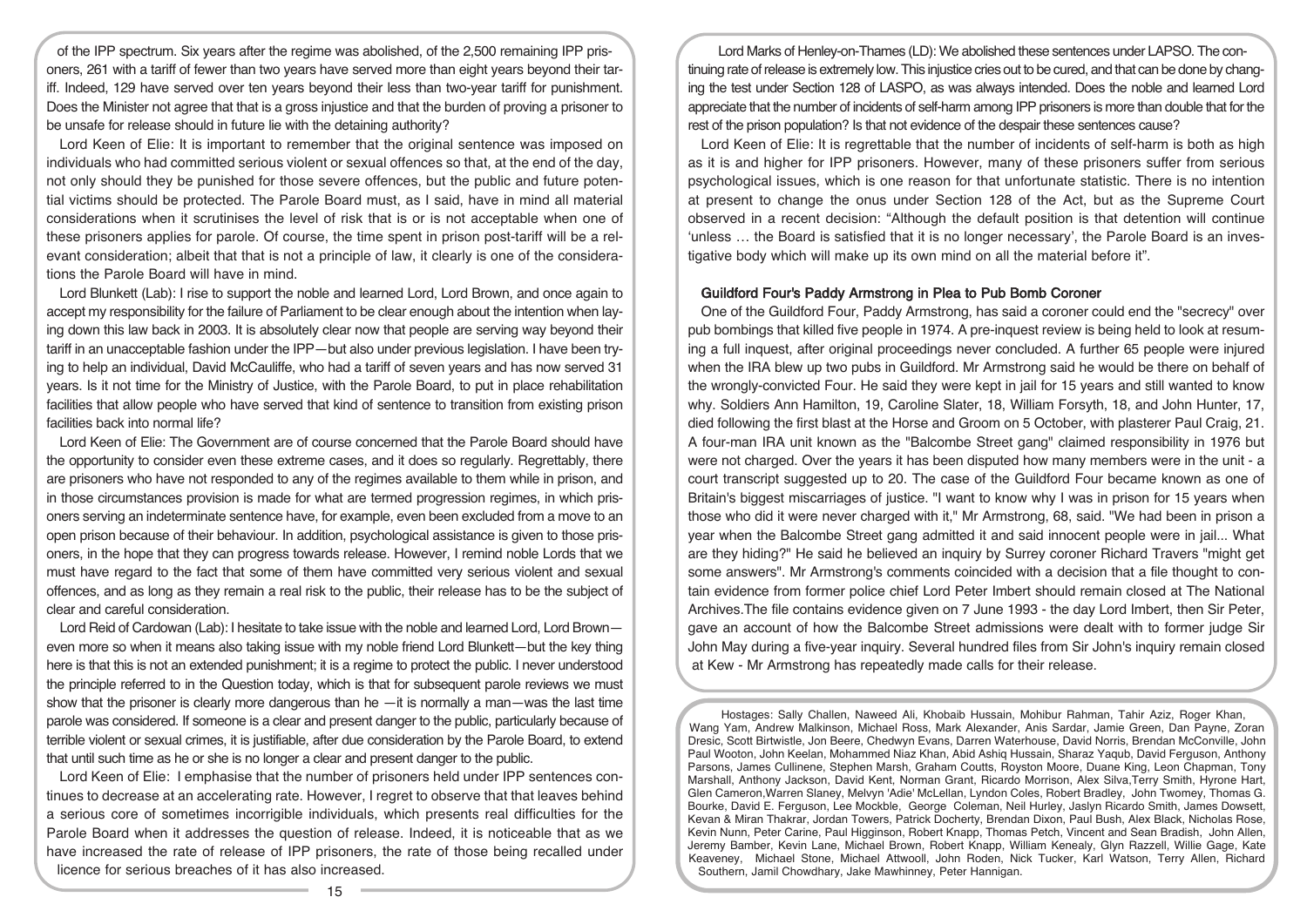of the IPP spectrum. Six years after the regime was abolished, of the 2,500 remaining IPP prisoners, 261 with a tariff of fewer than two years have served more than eight years beyond their tariff. Indeed, 129 have served over ten years beyond their less than two-year tariff for punishment. Does the Minister not agree that that is a gross injustice and that the burden of proving a prisoner to be unsafe for release should in future lie with the detaining authority?

Lord Keen of Elie: It is important to remember that the original sentence was imposed on individuals who had committed serious violent or sexual offences so that, at the end of the day, not only should they be punished for those severe offences, but the public and future potential victims should be protected. The Parole Board must, as I said, have in mind all material considerations when it scrutinises the level of risk that is or is not acceptable when one of these prisoners applies for parole. Of course, the time spent in prison post-tariff will be a relevant consideration; albeit that that is not a principle of law, it clearly is one of the considerations the Parole Board will have in mind.

Lord Blunkett (Lab): I rise to support the noble and learned Lord, Lord Brown, and once again to accept my responsibility for the failure of Parliament to be clear enough about the intention when laying down this law back in 2003. It is absolutely clear now that people are serving way beyond their tariff in an unacceptable fashion under the IPP—but also under previous legislation. I have been trying to help an individual, David McCauliffe, who had a tariff of seven years and has now served 31 years. Is it not time for the Ministry of Justice, with the Parole Board, to put in place rehabilitation facilities that allow people who have served that kind of sentence to transition from existing prison facilities back into normal life?

Lord Keen of Elie: The Government are of course concerned that the Parole Board should have the opportunity to consider even these extreme cases, and it does so regularly. Regrettably, there are prisoners who have not responded to any of the regimes available to them while in prison, and in those circumstances provision is made for what are termed progression regimes, in which prisoners serving an indeterminate sentence have, for example, even been excluded from a move to an open prison because of their behaviour. In addition, psychological assistance is given to those prisoners, in the hope that they can progress towards release. However, I remind noble Lords that we must have regard to the fact that some of them have committed very serious violent and sexual offences, and as long as they remain a real risk to the public, their release has to be the subject of clear and careful consideration.

Lord Reid of Cardowan (Lab): I hesitate to take issue with the noble and learned Lord, Lord Brown—even more so when it means also taking issue with my noble friend Lord Blunkett—but the key thing here is that this is not an extended punishment; it is a regime to protect the public. I never understood the principle referred to in the Question today, which is that for subsequent parole reviews we must show that the prisoner is clearly more dangerous than he —it is normally a man—was the last time parole was considered. If someone is a clear and present danger to the public, particularly because of terrible violent or sexual crimes, it is justifiable, after due consideration by the Parole Board, to extend that until such time as he or she is no longer a clear and present danger to the public.

Lord Keen of Elie: I emphasise that the number of prisoners held under IPP sentences continues to decrease at an accelerating rate. However, I regret to observe that that leaves behind a serious core of sometimes incorrigible individuals, which presents real difficulties for the Parole Board when it addresses the question of release. Indeed, it is noticeable that as we have increased the rate of release of IPP prisoners, the rate of those being recalled under licence for serious breaches of it has also increased.

Lord Marks of Henley-on-Thames (LD): We abolished these sentences under LAPSO. The continuing rate of release is extremely low. This injustice cries out to be cured, and that can be done by changing the test under Section 128 of LASPO, as was always intended. Does the noble and learned Lord appreciate that the number of incidents of self-harm among IPP prisoners is more than double that for the rest of the prison population? Is that not evidence of the despair these sentences cause?

Lord Keen of Elie: It is regrettable that the number of incidents of self-harm is both as high as it is and higher for IPP prisoners. However, many of these prisoners suffer from serious psychological issues, which is one reason for that unfortunate statistic. There is no intention at present to change the onus under Section 128 of the Act, but as the Supreme Court observed in a recent decision: "Although the default position is that detention will continue 'unless … the Board is satisfied that it is no longer necessary', the Parole Board is an investigative body which will make up its own mind on all the material before it".

## Guildford Four's Paddy Armstrong in Plea to Pub Bomb Coroner

One of the Guildford Four, Paddy Armstrong, has said a coroner could end the "secrecy" over pub bombings that killed five people in 1974. A pre-inquest review is being held to look at resuming a full inquest, after original proceedings never concluded. A further 65 people were injured when the IRA blew up two pubs in Guildford. Mr Armstrong said he would be there on behalf of the wrongly-convicted Four. He said they were kept in jail for 15 years and still wanted to know why. Soldiers Ann Hamilton, 19, Caroline Slater, 18, William Forsyth, 18, and John Hunter, 17, died following the first blast at the Horse and Groom on 5 October, with plasterer Paul Craig, 21. A four-man IRA unit known as the "Balcombe Street gang" claimed responsibility in 1976 but were not charged. Over the years it has been disputed how many members were in the unit - a court transcript suggested up to 20. The case of the Guildford Four became known as one of Britain's biggest miscarriages of justice. "I want to know why I was in prison for 15 years when those who did it were never charged with it," Mr Armstrong, 68, said. "We had been in prison a year when the Balcombe Street gang admitted it and said innocent people were in jail... What are they hiding?" He said he believed an inquiry by Surrey coroner Richard Travers "might get some answers". Mr Armstrong's comments coincided with a decision that a file thought to contain evidence from former police chief Lord Peter Imbert should remain closed at The National Archives.The file contains evidence given on 7 June 1993 - the day Lord Imbert, then Sir Peter, gave an account of how the Balcombe Street admissions were dealt with to former judge Sir John May during a five-year inquiry. Several hundred files from Sir John's inquiry remain closed at Kew - Mr Armstrong has repeatedly made calls for their release.

Hostages: Sally Challen, Naweed Ali, Khobaib Hussain, Mohibur Rahman, Tahir Aziz, Roger Khan, Wang Yam, Andrew Malkinson, Michael Ross, Mark Alexander, Anis Sardar, Jamie Green, Dan Payne, Zoran Dresic, Scott Birtwistle, Jon Beere, Chedwyn Evans, Darren Waterhouse, David Norris, Brendan McConville, John Paul Wooton, John Keelan, Mohammed Niaz Khan, Abid Ashiq Hussain, Sharaz Yaqub, David Ferguson, Anthony Parsons, James Cullinene, Stephen Marsh, Graham Coutts, Royston Moore, Duane King, Leon Chapman, Tony Marshall, Anthony Jackson, David Kent, Norman Grant, Ricardo Morrison, Alex Silva,Terry Smith, Hyrone Hart, Glen Cameron,Warren Slaney, Melvyn 'Adie' McLellan, Lyndon Coles, Robert Bradley, John Twomey, Thomas G. Bourke, David E. Ferguson, Lee Mockble, George Coleman, Neil Hurley, Jaslyn Ricardo Smith, James Dowsett, Kevan & Miran Thakrar, Jordan Towers, Patrick Docherty, Brendan Dixon, Paul Bush, Alex Black, Nicholas Rose, Kevin Nunn, Peter Carine, Paul Higginson, Robert Knapp, Thomas Petch, Vincent and Sean Bradish, John Allen, Jeremy Bamber, Kevin Lane, Michael Brown, Robert Knapp, William Kenealy, Glyn Razzell, Willie Gage, Kate Keaveney, Michael Stone, Michael Attwooll, John Roden, Nick Tucker, Karl Watson, Terry Allen, Richard Southern, Jamil Chowdhary, Jake Mawhinney, Peter Hannigan.